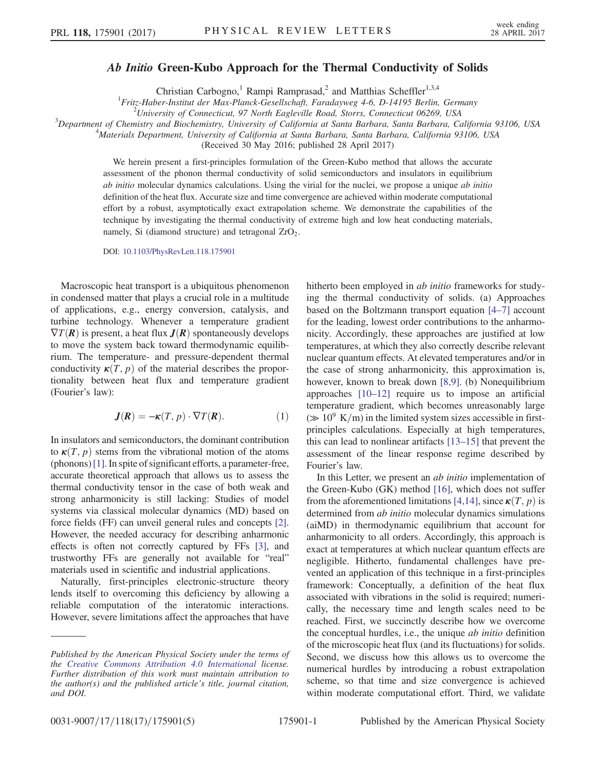# *Ab Initio* Green-Kubo Approach for the Thermal Conductivity of Solids

Christian Carbogno,[1] Rampi Ramprasad,[2] and Matthias Scheffler[1,3,4]

[1]*Fritz-Haber-Institut der Max-Planck-Gesellschaft, Faradayweg 4-6, D-14195 Berlin, Germany*
[2]*University of Connecticut, 97 North Eagleville Road, Storrs, Connecticut 06269, USA*
[3]*Department of Chemistry and Biochemistry, University of California at Santa Barbara, Santa Barbara, California 93106, USA*
[4]*Materials Department, University of California at Santa Barbara, Santa Barbara, California 93106, USA*

(Received 30 May 2016; published 28 April 2017)

We herein present a first-principles formulation of the Green-Kubo method that allows the accurate assessment of the phonon thermal conductivity of solid semiconductors and insulators in equilibrium *ab initio* molecular dynamics calculations. Using the virial for the nuclei, we propose a unique *ab initio* definition of the heat flux. Accurate size and time convergence are achieved within moderate computational effort by a robust, asymptotically exact extrapolation scheme. We demonstrate the capabilities of the technique by investigating the thermal conductivity of extreme high and low heat conducting materials, namely, Si (diamond structure) and tetragonal $ZrO_2$.

DOI: 10.1103/PhysRevLett.118.175901

Macroscopic heat transport is a ubiquitous phenomenon in condensed matter that plays a crucial role in a multitude of applications, e.g., energy conversion, catalysis, and turbine technology. Whenever a temperature gradient $\nabla T(\boldsymbol{R})$ is present, a heat flux $\boldsymbol{J}(\boldsymbol{R})$ spontaneously develops to move the system back toward thermodynamic equilibrium. The temperature- and pressure-dependent thermal conductivity $\boldsymbol{\kappa}(T,p)$ of the material describes the proportionality between heat flux and temperature gradient (Fourier's law):

$$\boldsymbol{J}(\boldsymbol{R}) = -\boldsymbol{\kappa}(T,p)\cdot\nabla T(\boldsymbol{R}). \quad (1)$$

In insulators and semiconductors, the dominant contribution to $\boldsymbol{\kappa}(T,p)$ stems from the vibrational motion of the atoms (phonons) [1]. In spite of significant efforts, a parameter-free, accurate theoretical approach that allows us to assess the thermal conductivity tensor in the case of both weak and strong anharmonicity is still lacking: Studies of model systems via classical molecular dynamics (MD) based on force fields (FF) can unveil general rules and concepts [2]. However, the needed accuracy for describing anharmonic effects is often not correctly captured by FFs [3], and trustworthy FFs are generally not available for "real" materials used in scientific and industrial applications.

Naturally, first-principles electronic-structure theory lends itself to overcoming this deficiency by allowing a reliable computation of the interatomic interactions. However, severe limitations affect the approaches that have hitherto been employed in *ab initio* frameworks for studying the thermal conductivity of solids. (a) Approaches based on the Boltzmann transport equation [4–7] account for the leading, lowest order contributions to the anharmonicity. Accordingly, these approaches are justified at low temperatures, at which they also correctly describe relevant nuclear quantum effects. At elevated temperatures and/or in the case of strong anharmonicity, this approximation is, however, known to break down [8,9]. (b) Nonequilibrium approaches [10–12] require us to impose an artificial temperature gradient, which becomes unreasonably large ($\gg 10^9$ K/m) in the limited system sizes accessible in first-principles calculations. Especially at high temperatures, this can lead to nonlinear artifacts [13–15] that prevent the assessment of the linear response regime described by Fourier's law.

In this Letter, we present an *ab initio* implementation of the Green-Kubo (GK) method [16], which does not suffer from the aforementioned limitations [4,14], since $\boldsymbol{\kappa}(T,p)$ is determined from *ab initio* molecular dynamics simulations (aiMD) in thermodynamic equilibrium that account for anharmonicity to all orders. Accordingly, this approach is exact at temperatures at which nuclear quantum effects are negligible. Hitherto, fundamental challenges have prevented an application of this technique in a first-principles framework: Conceptually, a definition of the heat flux associated with vibrations in the solid is required; numerically, the necessary time and length scales need to be reached. First, we succinctly describe how we overcome the conceptual hurdles, i.e., the unique *ab initio* definition of the microscopic heat flux (and its fluctuations) for solids. Second, we discuss how this allows us to overcome the numerical hurdles by introducing a robust extrapolation scheme, so that time and size convergence is achieved within moderate computational effort. Third, we validate

*Published by the American Physical Society under the terms of the Creative Commons Attribution 4.0 International license. Further distribution of this work must maintain attribution to the author(s) and the published article's title, journal citation, and DOI.*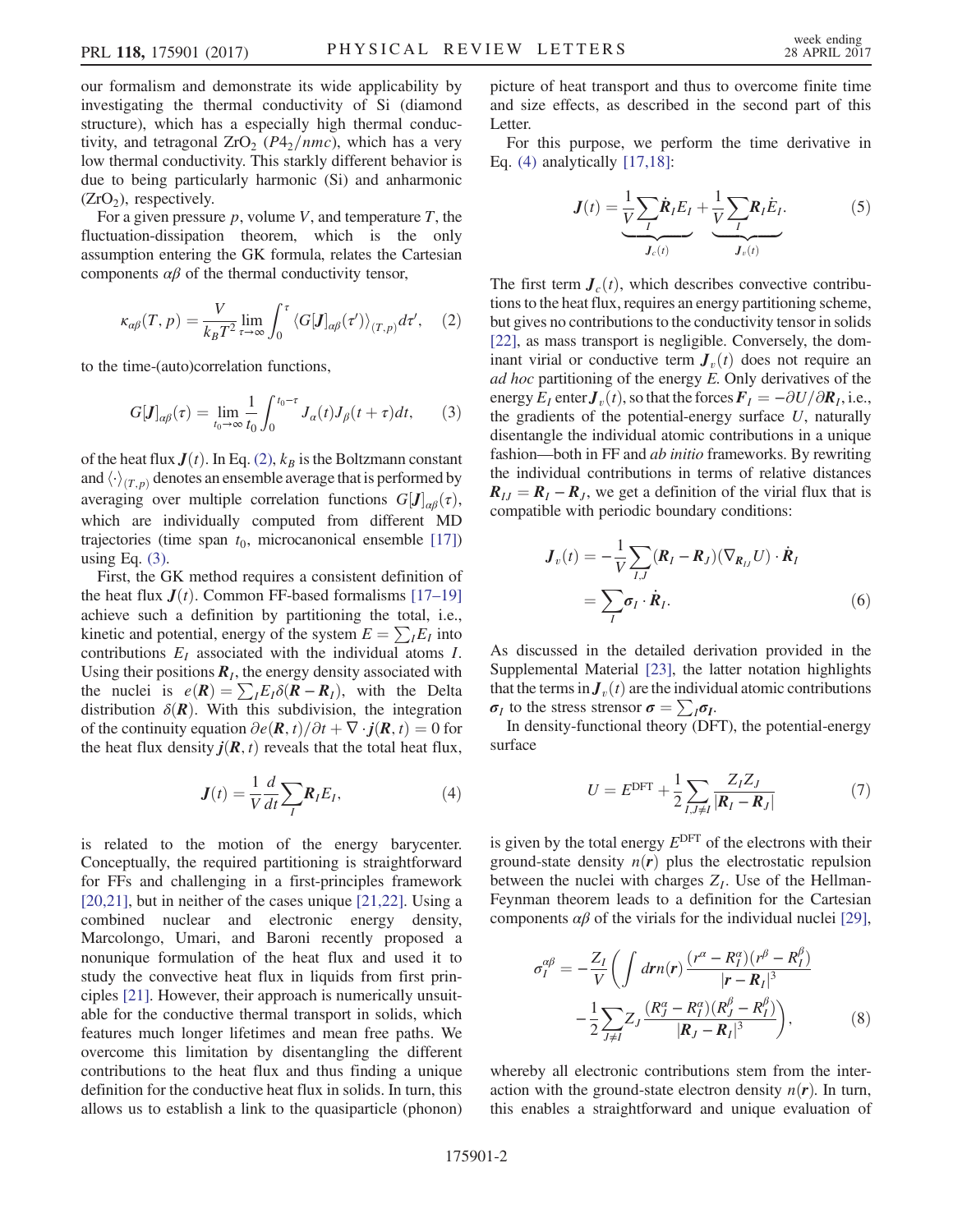our formalism and demonstrate its wide applicability by investigating the thermal conductivity of Si (diamond structure), which has a especially high thermal conductivity, and tetragonal $ZrO_2$ ($P4_2/nmc$), which has a very low thermal conductivity. This starkly different behavior is due to being particularly harmonic (Si) and anharmonic ($ZrO_2$), respectively.

For a given pressure $p$, volume $V$, and temperature $T$, the fluctuation-dissipation theorem, which is the only assumption entering the GK formula, relates the Cartesian components $\alpha\beta$ of the thermal conductivity tensor,

$$\kappa_{\alpha\beta}(T,p) = \frac{V}{k_B T^2} \lim_{\tau\to\infty} \int_0^\tau \langle G[\boldsymbol{J}]_{\alpha\beta}(\tau')\rangle_{(T,p)} d\tau', \quad (2)$$

to the time-(auto)correlation functions,

$$G[\boldsymbol{J}]_{\alpha\beta}(\tau) = \lim_{t_0\to\infty} \frac{1}{t_0} \int_0^{t_0-\tau} J_\alpha(t) J_\beta(t+\tau) dt, \quad (3)$$

of the heat flux $\boldsymbol{J}(t)$. In Eq. (2), $k_B$ is the Boltzmann constant and $\langle\cdot\rangle_{(T,p)}$ denotes an ensemble average that is performed by averaging over multiple correlation functions $G[\boldsymbol{J}]_{\alpha\beta}(\tau)$, which are individually computed from different MD trajectories (time span $t_0$, microcanonical ensemble [17]) using Eq. (3).

First, the GK method requires a consistent definition of the heat flux $\boldsymbol{J}(t)$. Common FF-based formalisms [17–19] achieve such a definition by partitioning the total, i.e., kinetic and potential, energy of the system $E = \sum_I E_I$ into contributions $E_I$ associated with the individual atoms $I$. Using their positions $\boldsymbol{R}_I$, the energy density associated with the nuclei is $e(\boldsymbol{R}) = \sum_I E_I \delta(\boldsymbol{R} - \boldsymbol{R}_I)$, with the Delta distribution $\delta(\boldsymbol{R})$. With this subdivision, the integration of the continuity equation $\partial e(\boldsymbol{R},t)/\partial t + \nabla\cdot \boldsymbol{j}(\boldsymbol{R},t) = 0$ for the heat flux density $\boldsymbol{j}(\boldsymbol{R},t)$ reveals that the total heat flux,

$$\boldsymbol{J}(t) = \frac{1}{V}\frac{d}{dt}\sum_I \boldsymbol{R}_I E_I, \quad (4)$$

is related to the motion of the energy barycenter. Conceptually, the required partitioning is straightforward for FFs and challenging in a first-principles framework [20,21], but in neither of the cases unique [21,22]. Using a combined nuclear and electronic energy density, Marcolongo, Umari, and Baroni recently proposed a nonunique formulation of the heat flux and used it to study the convective heat flux in liquids from first principles [21]. However, their approach is numerically unsuitable for the conductive thermal transport in solids, which features much longer lifetimes and mean free paths. We overcome this limitation by disentangling the different contributions to the heat flux and thus finding a unique definition for the conductive heat flux in solids. In turn, this allows us to establish a link to the quasiparticle (phonon) picture of heat transport and thus to overcome finite time and size effects, as described in the second part of this Letter.

For this purpose, we perform the time derivative in Eq. (4) analytically [17,18]:

$$\boldsymbol{J}(t) = \underbrace{\frac{1}{V}\sum_I \dot{\boldsymbol{R}}_I E_I}_{\boldsymbol{J}_c(t)} + \underbrace{\frac{1}{V}\sum_I \boldsymbol{R}_I \dot{E}_I}_{\boldsymbol{J}_v(t)}. \quad (5)$$

The first term $\boldsymbol{J}_c(t)$, which describes convective contributions to the heat flux, requires an energy partitioning scheme, but gives no contributions to the conductivity tensor in solids [22], as mass transport is negligible. Conversely, the dominant virial or conductive term $\boldsymbol{J}_v(t)$ does not require an *ad hoc* partitioning of the energy $E$. Only derivatives of the energy $E_I$ enter $\boldsymbol{J}_v(t)$, so that the forces $\boldsymbol{F}_I = -\partial U/\partial \boldsymbol{R}_I$, i.e., the gradients of the potential-energy surface $U$, naturally disentangle the individual atomic contributions in a unique fashion—both in FF and *ab initio* frameworks. By rewriting the individual contributions in terms of relative distances $\boldsymbol{R}_{IJ} = \boldsymbol{R}_I - \boldsymbol{R}_J$, we get a definition of the virial flux that is compatible with periodic boundary conditions:

$$\begin{aligned}\boldsymbol{J}_v(t) &= -\frac{1}{V}\sum_{I,J}(\boldsymbol{R}_I - \boldsymbol{R}_J)(\nabla_{\boldsymbol{R}_{IJ}} U)\cdot \dot{\boldsymbol{R}}_I \\ &= \sum_I \boldsymbol{\sigma}_I \cdot \dot{\boldsymbol{R}}_I.\end{aligned} \quad (6)$$

As discussed in the detailed derivation provided in the Supplemental Material [23], the latter notation highlights that the terms in $\boldsymbol{J}_v(t)$ are the individual atomic contributions $\boldsymbol{\sigma}_I$ to the stress strensor $\boldsymbol{\sigma} = \sum_I \boldsymbol{\sigma}_I$.

In density-functional theory (DFT), the potential-energy surface

$$U = E^{\mathrm{DFT}} + \frac{1}{2}\sum_{I,J\neq I}\frac{Z_I Z_J}{|\boldsymbol{R}_I - \boldsymbol{R}_J|} \quad (7)$$

is given by the total energy $E^{\mathrm{DFT}}$ of the electrons with their ground-state density $n(\boldsymbol{r})$ plus the electrostatic repulsion between the nuclei with charges $Z_I$. Use of the Hellman-Feynman theorem leads to a definition for the Cartesian components $\alpha\beta$ of the virials for the individual nuclei [29],

$$\begin{aligned}\sigma_I^{\alpha\beta} = -\frac{Z_I}{V}\Bigg(&\int d\boldsymbol{r}\, n(\boldsymbol{r})\frac{(r^\alpha - R_I^\alpha)(r^\beta - R_I^\beta)}{|\boldsymbol{r}-\boldsymbol{R}_I|^3} \\ &- \frac{1}{2}\sum_{J\neq I} Z_J \frac{(R_J^\alpha - R_I^\alpha)(R_J^\beta - R_I^\beta)}{|\boldsymbol{R}_J - \boldsymbol{R}_I|^3}\Bigg),\end{aligned} \quad (8)$$

whereby all electronic contributions stem from the interaction with the ground-state electron density $n(\boldsymbol{r})$. In turn, this enables a straightforward and unique evaluation of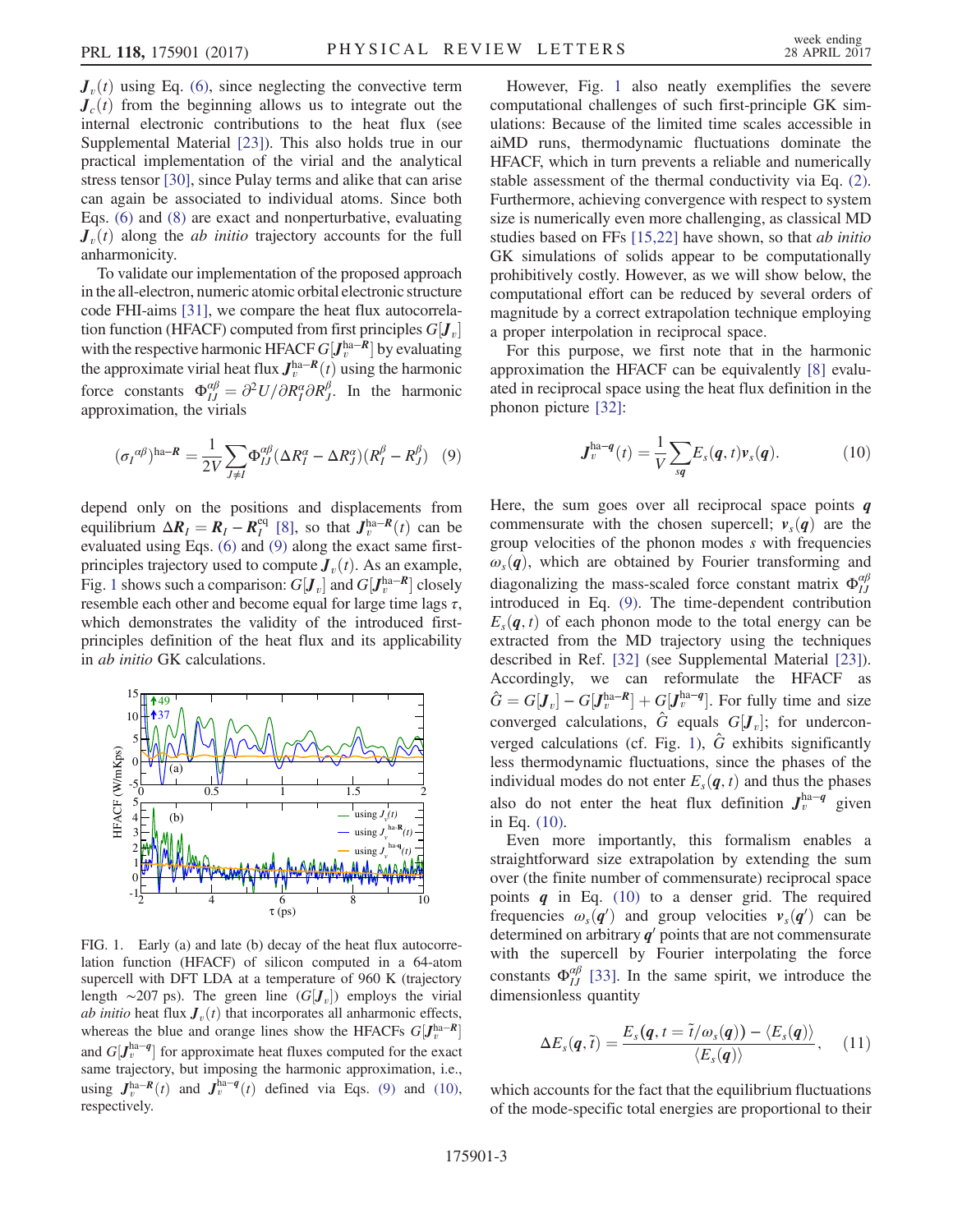$\boldsymbol{J}_v(t)$ using Eq. (6), since neglecting the convective term $\boldsymbol{J}_c(t)$ from the beginning allows us to integrate out the internal electronic contributions to the heat flux (see Supplemental Material [23]). This also holds true in our practical implementation of the virial and the analytical stress tensor [30], since Pulay terms and alike that can arise can again be associated to individual atoms. Since both Eqs. (6) and (8) are exact and nonperturbative, evaluating $\boldsymbol{J}_v(t)$ along the *ab initio* trajectory accounts for the full anharmonicity.

To validate our implementation of the proposed approach in the all-electron, numeric atomic orbital electronic structure code FHI-aims [31], we compare the heat flux autocorrelation function (HFACF) computed from first principles $G[\boldsymbol{J}_v]$ with the respective harmonic HFACF $G[\boldsymbol{J}_v^{\text{ha}-\boldsymbol{R}}]$ by evaluating the approximate virial heat flux $\boldsymbol{J}_v^{\text{ha}-\boldsymbol{R}}(t)$ using the harmonic force constants $\Phi_{IJ}^{\alpha\beta} = \partial^2 U / \partial R_I^\alpha \partial R_J^\beta$. In the harmonic approximation, the virials

$$(\sigma_I^{\alpha\beta})^{\text{ha}-\boldsymbol{R}} = \frac{1}{2V}\sum_{J\neq I}\Phi_{IJ}^{\alpha\beta}(\Delta R_I^\alpha - \Delta R_J^\alpha)(R_I^\beta - R_J^\beta) \quad (9)$$

depend only on the positions and displacements from equilibrium $\Delta\boldsymbol{R}_I = \boldsymbol{R}_I - \boldsymbol{R}_I^{\text{eq}}$ [8], so that $\boldsymbol{J}_v^{\text{ha}-\boldsymbol{R}}(t)$ can be evaluated using Eqs. (6) and (9) along the exact same first-principles trajectory used to compute $\boldsymbol{J}_v(t)$. As an example, Fig. 1 shows such a comparison: $G[\boldsymbol{J}_v]$ and $G[\boldsymbol{J}_v^{\text{ha}-\boldsymbol{R}}]$ closely resemble each other and become equal for large time lags $\tau$, which demonstrates the validity of the introduced first-principles definition of the heat flux and its applicability in *ab initio* GK calculations.

FIG. 1. Early (a) and late (b) decay of the heat flux autocorrelation function (HFACF) of silicon computed in a 64-atom supercell with DFT LDA at a temperature of 960 K (trajectory length ~207 ps). The green line ($G[\boldsymbol{J}_v]$) employs the virial *ab initio* heat flux $\boldsymbol{J}_v(t)$ that incorporates all anharmonic effects, whereas the blue and orange lines show the HFACFs $G[\boldsymbol{J}_v^{\text{ha}-\boldsymbol{R}}]$ and $G[\boldsymbol{J}_v^{\text{ha}-\boldsymbol{q}}]$ for approximate heat fluxes computed for the exact same trajectory, but imposing the harmonic approximation, i.e., using $\boldsymbol{J}_v^{\text{ha}-\boldsymbol{R}}(t)$ and $\boldsymbol{J}_v^{\text{ha}-\boldsymbol{q}}(t)$ defined via Eqs. (9) and (10), respectively.

However, Fig. 1 also neatly exemplifies the severe computational challenges of such first-principle GK simulations: Because of the limited time scales accessible in aiMD runs, thermodynamic fluctuations dominate the HFACF, which in turn prevents a reliable and numerically stable assessment of the thermal conductivity via Eq. (2). Furthermore, achieving convergence with respect to system size is numerically even more challenging, as classical MD studies based on FFs [15,22] have shown, so that *ab initio* GK simulations of solids appear to be computationally prohibitively costly. However, as we will show below, the computational effort can be reduced by several orders of magnitude by a correct extrapolation technique employing a proper interpolation in reciprocal space.

For this purpose, we first note that in the harmonic approximation the HFACF can be equivalently [8] evaluated in reciprocal space using the heat flux definition in the phonon picture [32]:

$$\boldsymbol{J}_v^{\text{ha}-\boldsymbol{q}}(t) = \frac{1}{V}\sum_{s\boldsymbol{q}} E_s(\boldsymbol{q},t)\boldsymbol{v}_s(\boldsymbol{q}). \quad (10)$$

Here, the sum goes over all reciprocal space points $\boldsymbol{q}$ commensurate with the chosen supercell; $\boldsymbol{v}_s(\boldsymbol{q})$ are the group velocities of the phonon modes $s$ with frequencies $\omega_s(\boldsymbol{q})$, which are obtained by Fourier transforming and diagonalizing the mass-scaled force constant matrix $\Phi_{IJ}^{\alpha\beta}$ introduced in Eq. (9). The time-dependent contribution $E_s(\boldsymbol{q},t)$ of each phonon mode to the total energy can be extracted from the MD trajectory using the techniques described in Ref. [32] (see Supplemental Material [23]). Accordingly, we can reformulate the HFACF as $\hat{G} = G[\boldsymbol{J}_v] - G[\boldsymbol{J}_v^{\text{ha}-\boldsymbol{R}}] + G[\boldsymbol{J}_v^{\text{ha}-\boldsymbol{q}}]$. For fully time and size converged calculations, $\hat{G}$ equals $G[\boldsymbol{J}_v]$; for underconverged calculations (cf. Fig. 1), $\hat{G}$ exhibits significantly less thermodynamic fluctuations, since the phases of the individual modes do not enter $E_s(\boldsymbol{q},t)$ and thus the phases also do not enter the heat flux definition $\boldsymbol{J}_v^{\text{ha}-\boldsymbol{q}}$ given in Eq. (10).

Even more importantly, this formalism enables a straightforward size extrapolation by extending the sum over (the finite number of commensurate) reciprocal space points $\boldsymbol{q}$ in Eq. (10) to a denser grid. The required frequencies $\omega_s(\boldsymbol{q}')$ and group velocities $\boldsymbol{v}_s(\boldsymbol{q}')$ can be determined on arbitrary $\boldsymbol{q}'$ points that are not commensurate with the supercell by Fourier interpolating the force constants $\Phi_{IJ}^{\alpha\beta}$ [33]. In the same spirit, we introduce the dimensionless quantity

$$\Delta E_s(\boldsymbol{q},\tilde{t}) = \frac{E_s(\boldsymbol{q},t = \tilde{t}/\omega_s(\boldsymbol{q})) - \langle E_s(\boldsymbol{q})\rangle}{\langle E_s(\boldsymbol{q})\rangle}, \quad (11)$$

which accounts for the fact that the equilibrium fluctuations of the mode-specific total energies are proportional to their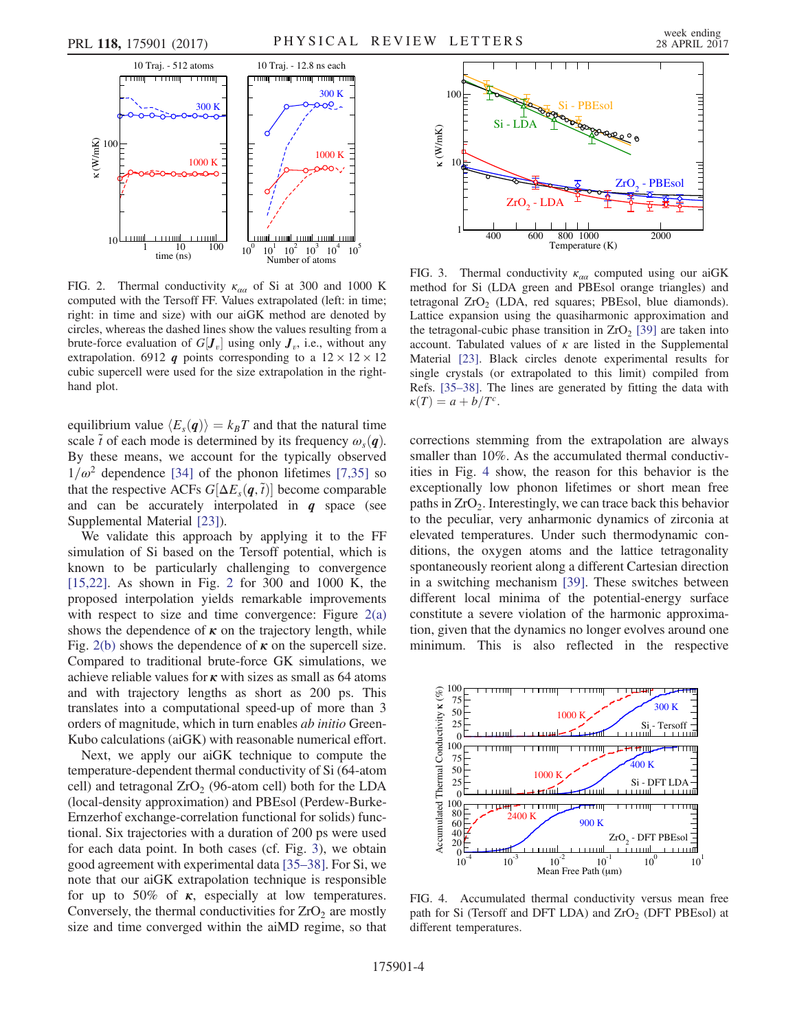FIG. 2. Thermal conductivity $\kappa_{\alpha\alpha}$ of Si at 300 and 1000 K computed with the Tersoff FF. Values extrapolated (left: in time; right: in time and size) with our aiGK method are denoted by circles, whereas the dashed lines show the values resulting from a brute-force evaluation of $G[\boldsymbol{J}_v]$ using only $\boldsymbol{J}_v$, i.e., without any extrapolation. 6912 $\boldsymbol{q}$ points corresponding to a $12 \times 12 \times 12$ cubic supercell were used for the size extrapolation in the right-hand plot.

equilibrium value $\langle E_s(\boldsymbol{q})\rangle = k_B T$ and that the natural time scale $\tilde{t}$ of each mode is determined by its frequency $\omega_s(\boldsymbol{q})$. By these means, we account for the typically observed $1/\omega^2$ dependence [34] of the phonon lifetimes [7,35] so that the respective ACFs $G[\Delta E_s(\boldsymbol{q}, \tilde{t})]$ become comparable and can be accurately interpolated in $\boldsymbol{q}$ space (see Supplemental Material [23]).

We validate this approach by applying it to the FF simulation of Si based on the Tersoff potential, which is known to be particularly challenging to convergence [15,22]. As shown in Fig. 2 for 300 and 1000 K, the proposed interpolation yields remarkable improvements with respect to size and time convergence: Figure 2(a) shows the dependence of $\boldsymbol{\kappa}$ on the trajectory length, while Fig. 2(b) shows the dependence of $\boldsymbol{\kappa}$ on the supercell size. Compared to traditional brute-force GK simulations, we achieve reliable values for $\boldsymbol{\kappa}$ with sizes as small as 64 atoms and with trajectory lengths as short as 200 ps. This translates into a computational speed-up of more than 3 orders of magnitude, which in turn enables *ab initio* Green-Kubo calculations (aiGK) with reasonable numerical effort.

Next, we apply our aiGK technique to compute the temperature-dependent thermal conductivity of Si (64-atom cell) and tetragonal $ZrO_2$ (96-atom cell) both for the LDA (local-density approximation) and PBEsol (Perdew-Burke-Ernzerhof exchange-correlation functional for solids) functional. Six trajectories with a duration of 200 ps were used for each data point. In both cases (cf. Fig. 3), we obtain good agreement with experimental data [35–38]. For Si, we note that our aiGK extrapolation technique is responsible for up to 50% of $\boldsymbol{\kappa}$, especially at low temperatures. Conversely, the thermal conductivities for $ZrO_2$ are mostly size and time converged within the aiMD regime, so that corrections stemming from the extrapolation are always smaller than 10%. As the accumulated thermal conductivities in Fig. 4 show, the reason for this behavior is the exceptionally low phonon lifetimes or short mean free paths in $ZrO_2$. Interestingly, we can trace back this behavior to the peculiar, very anharmonic dynamics of zirconia at elevated temperatures. Under such thermodynamic conditions, the oxygen atoms and the lattice tetragonality spontaneously reorient along a different Cartesian direction in a switching mechanism [39]. These switches between different local minima of the potential-energy surface constitute a severe violation of the harmonic approximation, given that the dynamics no longer evolves around one minimum. This is also reflected in the respective

FIG. 3. Thermal conductivity $\kappa_{\alpha\alpha}$ computed using our aiGK method for Si (LDA green and PBEsol orange triangles) and tetragonal $ZrO_2$ (LDA, red squares; PBEsol, blue diamonds). Lattice expansion using the quasiharmonic approximation and the tetragonal-cubic phase transition in $ZrO_2$ [39] are taken into account. Tabulated values of $\kappa$ are listed in the Supplemental Material [23]. Black circles denote experimental results for single crystals (or extrapolated to this limit) compiled from Refs. [35–38]. The lines are generated by fitting the data with $\kappa(T) = a + b/T^c$.

FIG. 4. Accumulated thermal conductivity versus mean free path for Si (Tersoff and DFT LDA) and $ZrO_2$ (DFT PBEsol) at different temperatures.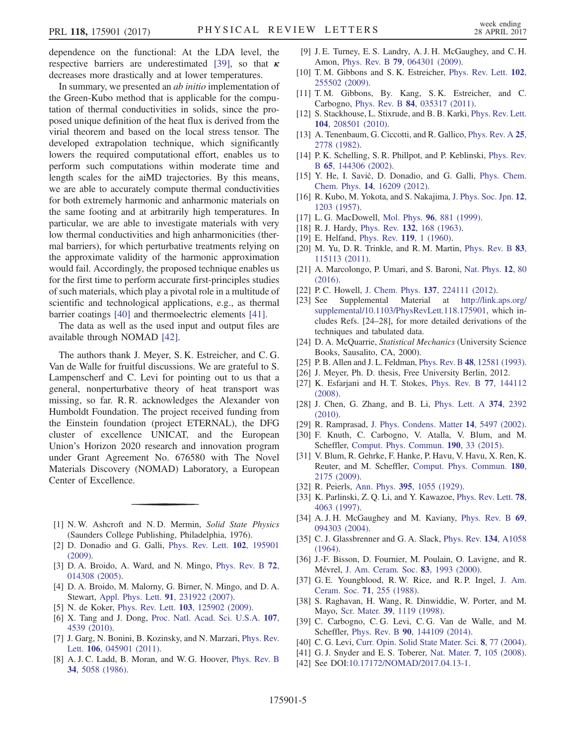dependence on the functional: At the LDA level, the respective barriers are underestimated [39], so that $\kappa$ decreases more drastically and at lower temperatures.

In summary, we presented an *ab initio* implementation of the Green-Kubo method that is applicable for the computation of thermal conductivities in solids, since the proposed unique definition of the heat flux is derived from the virial theorem and based on the local stress tensor. The developed extrapolation technique, which significantly lowers the required computational effort, enables us to perform such computations within moderate time and length scales for the aiMD trajectories. By this means, we are able to accurately compute thermal conductivities for both extremely harmonic and anharmonic materials on the same footing and at arbitrarily high temperatures. In particular, we are able to investigate materials with very low thermal conductivities and high anharmonicities (thermal barriers), for which perturbative treatments relying on the approximate validity of the harmonic approximation would fail. Accordingly, the proposed technique enables us for the first time to perform accurate first-principles studies of such materials, which play a pivotal role in a multitude of scientific and technological applications, e.g., as thermal barrier coatings [40] and thermoelectric elements [41].

The data as well as the used input and output files are available through NOMAD [42].

The authors thank J. Meyer, S. K. Estreicher, and C. G. Van de Walle for fruitful discussions. We are grateful to S. Lampenscherf and C. Levi for pointing out to us that a general, nonperturbative theory of heat transport was missing, so far. R. R. acknowledges the Alexander von Humboldt Foundation. The project received funding from the Einstein foundation (project ETERNAL), the DFG cluster of excellence UNICAT, and the European Union's Horizon 2020 research and innovation program under Grant Agreement No. 676580 with The Novel Materials Discovery (NOMAD) Laboratory, a European Center of Excellence.

---

[1] N. W. Ashcroft and N. D. Mermin, *Solid State Physics* (Saunders College Publishing, Philadelphia, 1976).

[2] D. Donadio and G. Galli, Phys. Rev. Lett. **102**, 195901 (2009).

[3] D. A. Broido, A. Ward, and N. Mingo, Phys. Rev. B **72**, 014308 (2005).

[4] D. A. Broido, M. Malorny, G. Birner, N. Mingo, and D. A. Stewart, Appl. Phys. Lett. **91**, 231922 (2007).

[5] N. de Koker, Phys. Rev. Lett. **103**, 125902 (2009).

[6] X. Tang and J. Dong, Proc. Natl. Acad. Sci. U.S.A. **107**, 4539 (2010).

[7] J. Garg, N. Bonini, B. Kozinsky, and N. Marzari, Phys. Rev. Lett. **106**, 045901 (2011).

[8] A. J. C. Ladd, B. Moran, and W. G. Hoover, Phys. Rev. B **34**, 5058 (1986).

[9] J. E. Turney, E. S. Landry, A. J. H. McGaughey, and C. H. Amon, Phys. Rev. B **79**, 064301 (2009).

[10] T. M. Gibbons and S. K. Estreicher, Phys. Rev. Lett. **102**, 255502 (2009).

[11] T. M. Gibbons, By. Kang, S. K. Estreicher, and C. Carbogno, Phys. Rev. B **84**, 035317 (2011).

[12] S. Stackhouse, L. Stixrude, and B. B. Karki, Phys. Rev. Lett. **104**, 208501 (2010).

[13] A. Tenenbaum, G. Ciccotti, and R. Gallico, Phys. Rev. A **25**, 2778 (1982).

[14] P. K. Schelling, S. R. Phillpot, and P. Keblinski, Phys. Rev. B **65**, 144306 (2002).

[15] Y. He, I. Savić, D. Donadio, and G. Galli, Phys. Chem. Chem. Phys. **14**, 16209 (2012).

[16] R. Kubo, M. Yokota, and S. Nakajima, J. Phys. Soc. Jpn. **12**, 1203 (1957).

[17] L. G. MacDowell, Mol. Phys. **96**, 881 (1999).

[18] R. J. Hardy, Phys. Rev. **132**, 168 (1963).

[19] E. Helfand, Phys. Rev. **119**, 1 (1960).

[20] M. Yu, D. R. Trinkle, and R. M. Martin, Phys. Rev. B **83**, 115113 (2011).

[21] A. Marcolongo, P. Umari, and S. Baroni, Nat. Phys. **12**, 80 (2016).

[22] P. C. Howell, J. Chem. Phys. **137**, 224111 (2012).

[23] See Supplemental Material at http://link.aps.org/supplemental/10.1103/PhysRevLett.118.175901, which includes Refs. [24–28], for more detailed derivations of the techniques and tabulated data.

[24] D. A. McQuarrie, *Statistical Mechanics* (University Science Books, Sausalito, CA, 2000).

[25] P. B. Allen and J. L. Feldman, Phys. Rev. B **48**, 12581 (1993).

[26] J. Meyer, Ph. D. thesis, Free University Berlin, 2012.

[27] K. Esfarjani and H. T. Stokes, Phys. Rev. B **77**, 144112 (2008).

[28] J. Chen, G. Zhang, and B. Li, Phys. Lett. A **374**, 2392 (2010).

[29] R. Ramprasad, J. Phys. Condens. Matter **14**, 5497 (2002).

[30] F. Knuth, C. Carbogno, V. Atalla, V. Blum, and M. Scheffler, Comput. Phys. Commun. **190**, 33 (2015).

[31] V. Blum, R. Gehrke, F. Hanke, P. Havu, V. Havu, X. Ren, K. Reuter, and M. Scheffler, Comput. Phys. Commun. **180**, 2175 (2009).

[32] R. Peierls, Ann. Phys. **395**, 1055 (1929).

[33] K. Parlinski, Z. Q. Li, and Y. Kawazoe, Phys. Rev. Lett. **78**, 4063 (1997).

[34] A. J. H. McGaughey and M. Kaviany, Phys. Rev. B **69**, 094303 (2004).

[35] C. J. Glassbrenner and G. A. Slack, Phys. Rev. **134**, A1058 (1964).

[36] J.-F. Bisson, D. Fournier, M. Poulain, O. Lavigne, and R. Mévrel, J. Am. Ceram. Soc. **83**, 1993 (2000).

[37] G. E. Youngblood, R. W. Rice, and R. P. Ingel, J. Am. Ceram. Soc. **71**, 255 (1988).

[38] S. Raghavan, H. Wang, R. Dinwiddie, W. Porter, and M. Mayo, Scr. Mater. **39**, 1119 (1998).

[39] C. Carbogno, C. G. Levi, C. G. Van de Walle, and M. Scheffler, Phys. Rev. B **90**, 144109 (2014).

[40] C. G. Levi, Curr. Opin. Solid State Mater. Sci. **8**, 77 (2004).

[41] G. J. Snyder and E. S. Toberer, Nat. Mater. **7**, 105 (2008).

[42] See DOI:10.17172/NOMAD/2017.04.13-1.